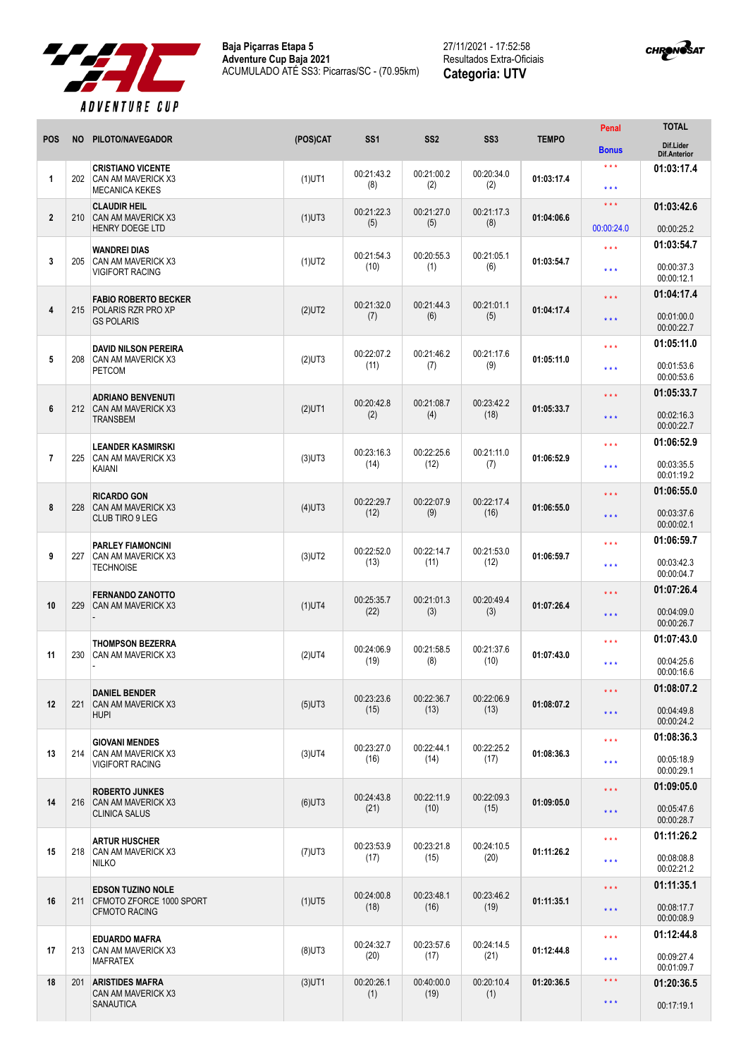**Baja Piçarras Etapa 5**
**Adventure Cup Baja 2021**
ACUMULADO ATÉ SS3: Picarras/SC - (70.95km)

27/11/2021 - 17:52:58
Resultados Extra-Oficiais
**Categoria: UTV**

| POS | NO | PILOTO/NAVEGADOR | (POS)CAT | SS1 | SS2 | SS3 | TEMPO | Penal / Bonus | TOTAL / Dif.Lider / Dif.Anterior |
|---|---|---|---|---|---|---|---|---|---|
| 1 | 202 | **CRISTIANO VICENTE** CAN AM MAVERICK X3 MECANICA KEKES | (1)UT1 | 00:21:43.2 (8) | 00:21:00.2 (2) | 00:20:34.0 (2) | **01:03:17.4** | \*\*\* \*\*\* | **01:03:17.4** |
| 2 | 210 | **CLAUDIR HEIL** CAN AM MAVERICK X3 HENRY DOEGE LTD | (1)UT3 | 00:21:22.3 (5) | 00:21:27.0 (5) | 00:21:17.3 (8) | **01:04:06.6** | \*\*\* 00:00:24.0 | **01:03:42.6** 00:00:25.2 |
| 3 | 205 | **WANDREI DIAS** CAN AM MAVERICK X3 VIGIFORT RACING | (1)UT2 | 00:21:54.3 (10) | 00:20:55.3 (1) | 00:21:05.1 (6) | **01:03:54.7** | \*\*\* \*\*\* | **01:03:54.7** 00:00:37.3 00:00:12.1 |
| 4 | 215 | **FABIO ROBERTO BECKER** POLARIS RZR PRO XP GS POLARIS | (2)UT2 | 00:21:32.0 (7) | 00:21:44.3 (6) | 00:21:01.1 (5) | **01:04:17.4** | \*\*\* \*\*\* | **01:04:17.4** 00:01:00.0 00:00:22.7 |
| 5 | 208 | **DAVID NILSON PEREIRA** CAN AM MAVERICK X3 PETCOM | (2)UT3 | 00:22:07.2 (11) | 00:21:46.2 (7) | 00:21:17.6 (9) | **01:05:11.0** | \*\*\* \*\*\* | **01:05:11.0** 00:01:53.6 00:00:53.6 |
| 6 | 212 | **ADRIANO BENVENUTI** CAN AM MAVERICK X3 TRANSBEM | (2)UT1 | 00:20:42.8 (2) | 00:21:08.7 (4) | 00:23:42.2 (18) | **01:05:33.7** | \*\*\* \*\*\* | **01:05:33.7** 00:02:16.3 00:00:22.7 |
| 7 | 225 | **LEANDER KASMIRSKI** CAN AM MAVERICK X3 KAIANI | (3)UT3 | 00:23:16.3 (14) | 00:22:25.6 (12) | 00:21:11.0 (7) | **01:06:52.9** | \*\*\* \*\*\* | **01:06:52.9** 00:03:35.5 00:01:19.2 |
| 8 | 228 | **RICARDO GON** CAN AM MAVERICK X3 CLUB TIRO 9 LEG | (4)UT3 | 00:22:29.7 (12) | 00:22:07.9 (9) | 00:22:17.4 (16) | **01:06:55.0** | \*\*\* \*\*\* | **01:06:55.0** 00:03:37.6 00:00:02.1 |
| 9 | 227 | **PARLEY FIAMONCINI** CAN AM MAVERICK X3 TECHNOISE | (3)UT2 | 00:22:52.0 (13) | 00:22:14.7 (11) | 00:21:53.0 (12) | **01:06:59.7** | \*\*\* \*\*\* | **01:06:59.7** 00:03:42.3 00:00:04.7 |
| 10 | 229 | **FERNANDO ZANOTTO** CAN AM MAVERICK X3 - | (1)UT4 | 00:25:35.7 (22) | 00:21:01.3 (3) | 00:20:49.4 (3) | **01:07:26.4** | \*\*\* \*\*\* | **01:07:26.4** 00:04:09.0 00:00:26.7 |
| 11 | 230 | **THOMPSON BEZERRA** CAN AM MAVERICK X3 - | (2)UT4 | 00:24:06.9 (19) | 00:21:58.5 (8) | 00:21:37.6 (10) | **01:07:43.0** | \*\*\* \*\*\* | **01:07:43.0** 00:04:25.6 00:00:16.6 |
| 12 | 221 | **DANIEL BENDER** CAN AM MAVERICK X3 HUPI | (5)UT3 | 00:23:23.6 (15) | 00:22:36.7 (13) | 00:22:06.9 (13) | **01:08:07.2** | \*\*\* \*\*\* | **01:08:07.2** 00:04:49.8 00:00:24.2 |
| 13 | 214 | **GIOVANI MENDES** CAN AM MAVERICK X3 VIGIFORT RACING | (3)UT4 | 00:23:27.0 (16) | 00:22:44.1 (14) | 00:22:25.2 (17) | **01:08:36.3** | \*\*\* \*\*\* | **01:08:36.3** 00:05:18.9 00:00:29.1 |
| 14 | 216 | **ROBERTO JUNKES** CAN AM MAVERICK X3 CLINICA SALUS | (6)UT3 | 00:24:43.8 (21) | 00:22:11.9 (10) | 00:22:09.3 (15) | **01:09:05.0** | \*\*\* \*\*\* | **01:09:05.0** 00:05:47.6 00:00:28.7 |
| 15 | 218 | **ARTUR HUSCHER** CAN AM MAVERICK X3 NILKO | (7)UT3 | 00:23:53.9 (17) | 00:23:21.8 (15) | 00:24:10.5 (20) | **01:11:26.2** | \*\*\* \*\*\* | **01:11:26.2** 00:08:08.8 00:02:21.2 |
| 16 | 211 | **EDSON TUZINO NOLE** CFMOTO ZFORCE 1000 SPORT CFMOTO RACING | (1)UT5 | 00:24:00.8 (18) | 00:23:48.1 (16) | 00:23:46.2 (19) | **01:11:35.1** | \*\*\* \*\*\* | **01:11:35.1** 00:08:17.7 00:00:08.9 |
| 17 | 213 | **EDUARDO MAFRA** CAN AM MAVERICK X3 MAFRATEX | (8)UT3 | 00:24:32.7 (20) | 00:23:57.6 (17) | 00:24:14.5 (21) | **01:12:44.8** | \*\*\* \*\*\* | **01:12:44.8** 00:09:27.4 00:01:09.7 |
| 18 | 201 | **ARISTIDES MAFRA** CAN AM MAVERICK X3 SANAUTICA | (3)UT1 | 00:20:26.1 (1) | 00:40:00.0 (19) | 00:20:10.4 (1) | **01:20:36.5** | \*\*\* \*\*\* | **01:20:36.5** 00:17:19.1 |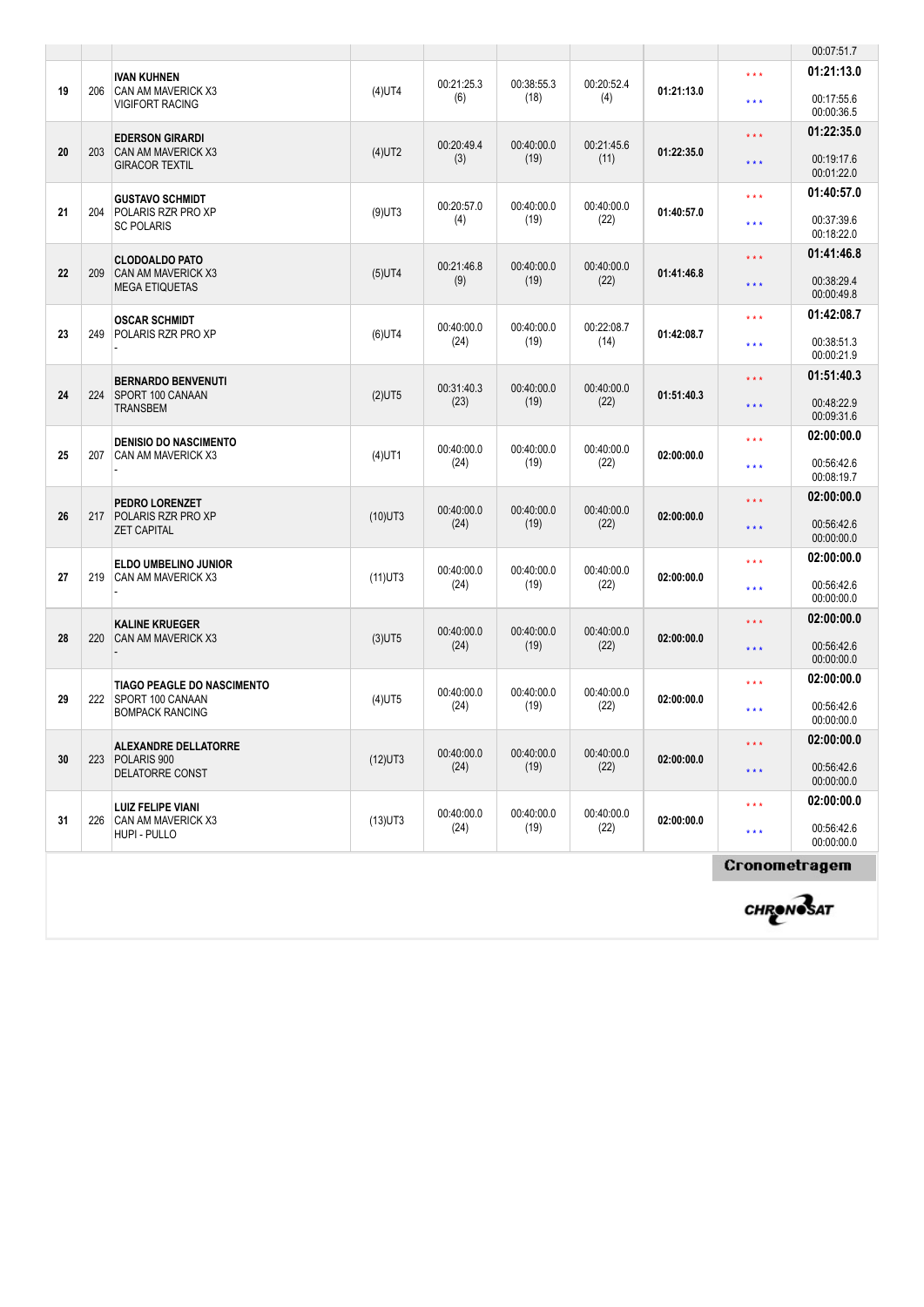| | | | | | | | | | |
|---|---|---|---|---|---|---|---|---|---|
| | | | | | | | | | 00:07:51.7 |
| 19 | 206 | **IVAN KUHNEN**<br>CAN AM MAVERICK X3<br>VIGIFORT RACING | (4)UT4 | 00:21:25.3<br>(6) | 00:38:55.3<br>(18) | 00:20:52.4<br>(4) | **01:21:13.0** | \* \* \*<br>\* \* \* | **01:21:13.0**<br>00:17:55.6<br>00:00:36.5 |
| 20 | 203 | **EDERSON GIRARDI**<br>CAN AM MAVERICK X3<br>GIRACOR TEXTIL | (4)UT2 | 00:20:49.4<br>(3) | 00:40:00.0<br>(19) | 00:21:45.6<br>(11) | **01:22:35.0** | \* \* \*<br>\* \* \* | **01:22:35.0**<br>00:19:17.6<br>00:01:22.0 |
| 21 | 204 | **GUSTAVO SCHMIDT**<br>POLARIS RZR PRO XP<br>SC POLARIS | (9)UT3 | 00:20:57.0<br>(4) | 00:40:00.0<br>(19) | 00:40:00.0<br>(22) | **01:40:57.0** | \* \* \*<br>\* \* \* | **01:40:57.0**<br>00:37:39.6<br>00:18:22.0 |
| 22 | 209 | **CLODOALDO PATO**<br>CAN AM MAVERICK X3<br>MEGA ETIQUETAS | (5)UT4 | 00:21:46.8<br>(9) | 00:40:00.0<br>(19) | 00:40:00.0<br>(22) | **01:41:46.8** | \* \* \*<br>\* \* \* | **01:41:46.8**<br>00:38:29.4<br>00:00:49.8 |
| 23 | 249 | **OSCAR SCHMIDT**<br>POLARIS RZR PRO XP<br>- | (6)UT4 | 00:40:00.0<br>(24) | 00:40:00.0<br>(19) | 00:22:08.7<br>(14) | **01:42:08.7** | \* \* \*<br>\* \* \* | **01:42:08.7**<br>00:38:51.3<br>00:00:21.9 |
| 24 | 224 | **BERNARDO BENVENUTI**<br>SPORT 100 CANAAN<br>TRANSBEM | (2)UT5 | 00:31:40.3<br>(23) | 00:40:00.0<br>(19) | 00:40:00.0<br>(22) | **01:51:40.3** | \* \* \*<br>\* \* \* | **01:51:40.3**<br>00:48:22.9<br>00:09:31.6 |
| 25 | 207 | **DENISIO DO NASCIMENTO**<br>CAN AM MAVERICK X3<br>- | (4)UT1 | 00:40:00.0<br>(24) | 00:40:00.0<br>(19) | 00:40:00.0<br>(22) | **02:00:00.0** | \* \* \*<br>\* \* \* | **02:00:00.0**<br>00:56:42.6<br>00:08:19.7 |
| 26 | 217 | **PEDRO LORENZET**<br>POLARIS RZR PRO XP<br>ZET CAPITAL | (10)UT3 | 00:40:00.0<br>(24) | 00:40:00.0<br>(19) | 00:40:00.0<br>(22) | **02:00:00.0** | \* \* \*<br>\* \* \* | **02:00:00.0**<br>00:56:42.6<br>00:00:00.0 |
| 27 | 219 | **ELDO UMBELINO JUNIOR**<br>CAN AM MAVERICK X3<br>- | (11)UT3 | 00:40:00.0<br>(24) | 00:40:00.0<br>(19) | 00:40:00.0<br>(22) | **02:00:00.0** | \* \* \*<br>\* \* \* | **02:00:00.0**<br>00:56:42.6<br>00:00:00.0 |
| 28 | 220 | **KALINE KRUEGER**<br>CAN AM MAVERICK X3<br>- | (3)UT5 | 00:40:00.0<br>(24) | 00:40:00.0<br>(19) | 00:40:00.0<br>(22) | **02:00:00.0** | \* \* \*<br>\* \* \* | **02:00:00.0**<br>00:56:42.6<br>00:00:00.0 |
| 29 | 222 | **TIAGO PEAGLE DO NASCIMENTO**<br>SPORT 100 CANAAN<br>BOMPACK RANCING | (4)UT5 | 00:40:00.0<br>(24) | 00:40:00.0<br>(19) | 00:40:00.0<br>(22) | **02:00:00.0** | \* \* \*<br>\* \* \* | **02:00:00.0**<br>00:56:42.6<br>00:00:00.0 |
| 30 | 223 | **ALEXANDRE DELLATORRE**<br>POLARIS 900<br>DELATORRE CONST | (12)UT3 | 00:40:00.0<br>(24) | 00:40:00.0<br>(19) | 00:40:00.0<br>(22) | **02:00:00.0** | \* \* \*<br>\* \* \* | **02:00:00.0**<br>00:56:42.6<br>00:00:00.0 |
| 31 | 226 | **LUIZ FELIPE VIANI**<br>CAN AM MAVERICK X3<br>HUPI - PULLO | (13)UT3 | 00:40:00.0<br>(24) | 00:40:00.0<br>(19) | 00:40:00.0<br>(22) | **02:00:00.0** | \* \* \*<br>\* \* \* | **02:00:00.0**<br>00:56:42.6<br>00:00:00.0 |

**Cronometragem**

CHRONOSAT